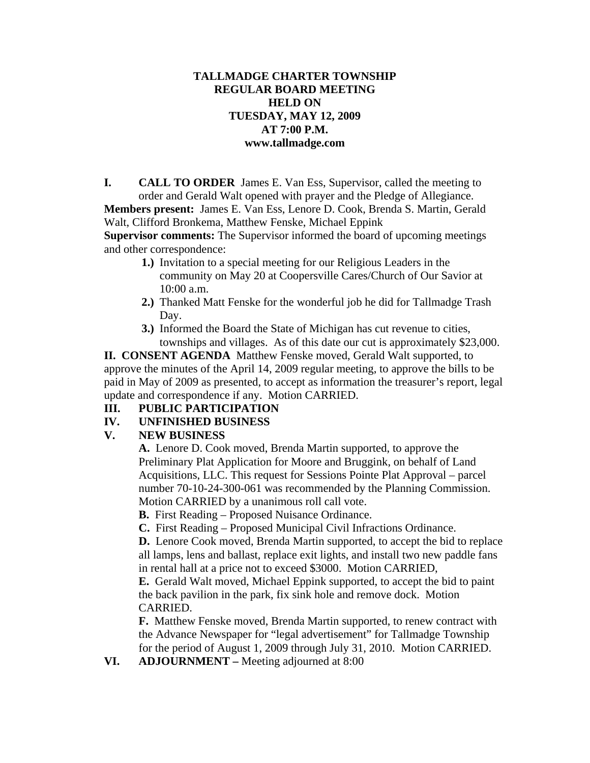# TALLMADGE CHARTER TOWNSHIP
## REGULAR BOARD MEETING
## HELD ON
## TUESDAY, MAY 12, 2009
## AT 7:00 P.M.
## www.tallmadge.com

**I. CALL TO ORDER** James E. Van Ess, Supervisor, called the meeting to order and Gerald Walt opened with prayer and the Pledge of Allegiance.

**Members present:** James E. Van Ess, Lenore D. Cook, Brenda S. Martin, Gerald Walt, Clifford Bronkema, Matthew Fenske, Michael Eppink

**Supervisor comments:** The Supervisor informed the board of upcoming meetings and other correspondence:

1.) Invitation to a special meeting for our Religious Leaders in the community on May 20 at Coopersville Cares/Church of Our Savior at 10:00 a.m.
2.) Thanked Matt Fenske for the wonderful job he did for Tallmadge Trash Day.
3.) Informed the Board the State of Michigan has cut revenue to cities, townships and villages. As of this date our cut is approximately $23,000.

**II. CONSENT AGENDA** Matthew Fenske moved, Gerald Walt supported, to approve the minutes of the April 14, 2009 regular meeting, to approve the bills to be paid in May of 2009 as presented, to accept as information the treasurer's report, legal update and correspondence if any. Motion CARRIED.

**III. PUBLIC PARTICIPATION**

**IV. UNFINISHED BUSINESS**

**V. NEW BUSINESS**

**A.** Lenore D. Cook moved, Brenda Martin supported, to approve the Preliminary Plat Application for Moore and Bruggink, on behalf of Land Acquisitions, LLC. This request for Sessions Pointe Plat Approval – parcel number 70-10-24-300-061 was recommended by the Planning Commission. Motion CARRIED by a unanimous roll call vote.

**B.** First Reading – Proposed Nuisance Ordinance.

**C.** First Reading – Proposed Municipal Civil Infractions Ordinance.

**D.** Lenore Cook moved, Brenda Martin supported, to accept the bid to replace all lamps, lens and ballast, replace exit lights, and install two new paddle fans in rental hall at a price not to exceed $3000. Motion CARRIED,

**E.** Gerald Walt moved, Michael Eppink supported, to accept the bid to paint the back pavilion in the park, fix sink hole and remove dock. Motion CARRIED.

**F.** Matthew Fenske moved, Brenda Martin supported, to renew contract with the Advance Newspaper for "legal advertisement" for Tallmadge Township for the period of August 1, 2009 through July 31, 2010. Motion CARRIED.

**VI. ADJOURNMENT –** Meeting adjourned at 8:00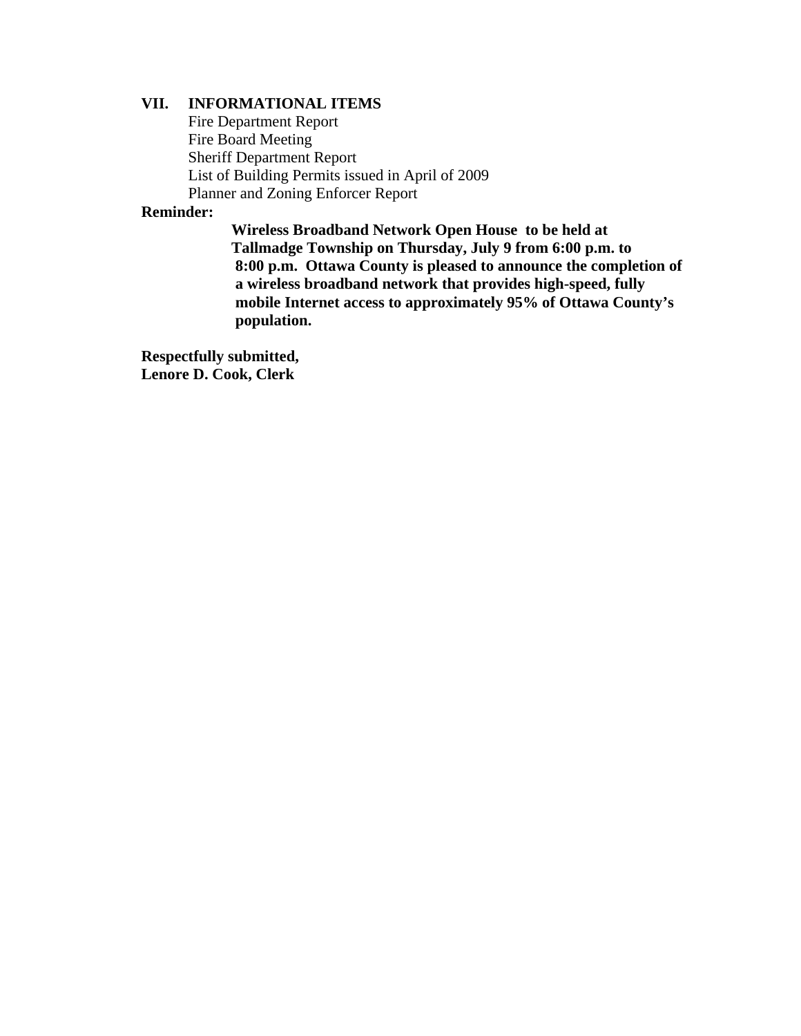## VII. INFORMATIONAL ITEMS

Fire Department Report
Fire Board Meeting
Sheriff Department Report
List of Building Permits issued in April of 2009
Planner and Zoning Enforcer Report

**Reminder:**

**Wireless Broadband Network Open House to be held at Tallmadge Township on Thursday, July 9 from 6:00 p.m. to 8:00 p.m. Ottawa County is pleased to announce the completion of a wireless broadband network that provides high-speed, fully mobile Internet access to approximately 95% of Ottawa County's population.**

**Respectfully submitted,**
**Lenore D. Cook, Clerk**